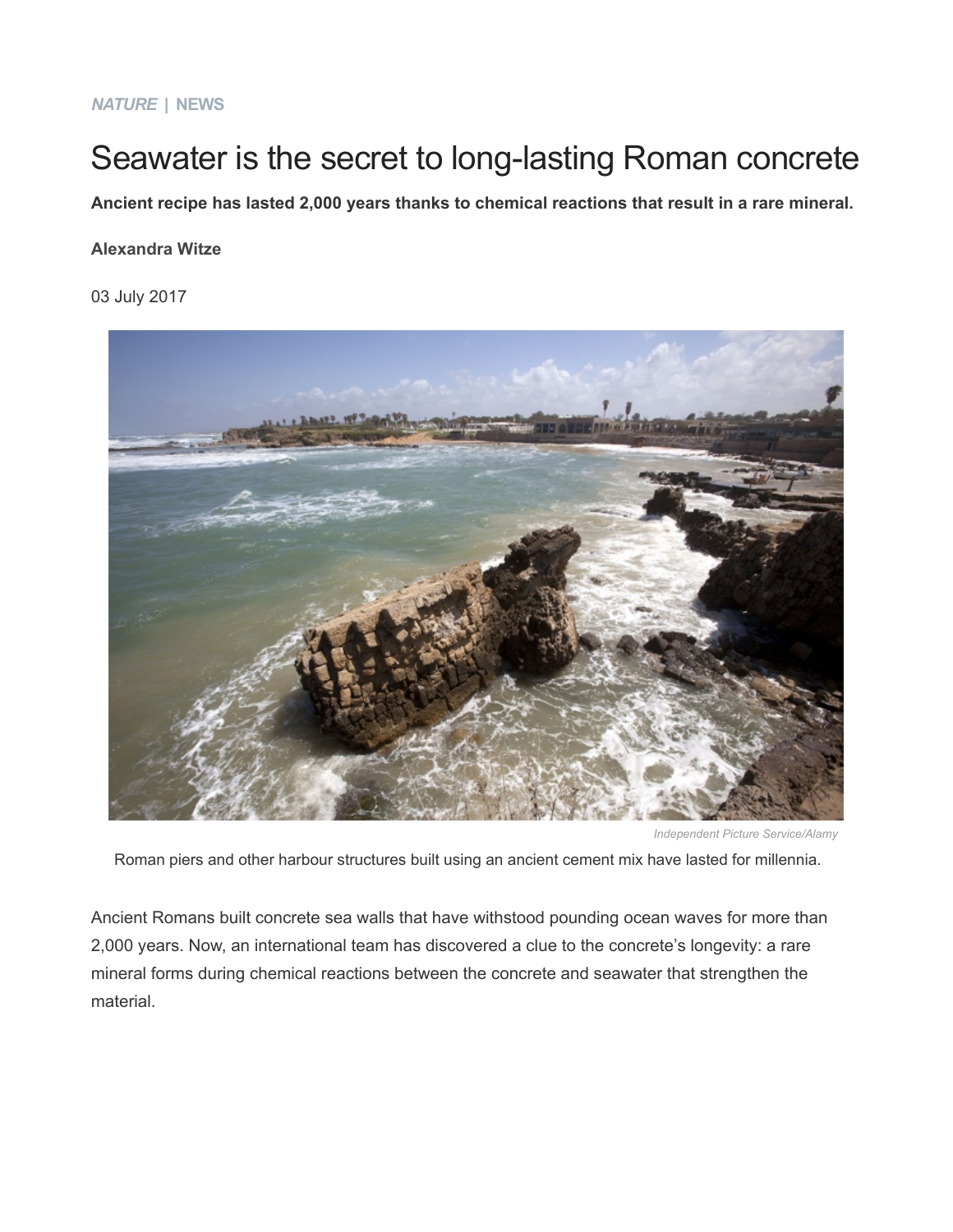***NATURE* | NEWS**

# Seawater is the secret to long-lasting Roman concrete

**Ancient recipe has lasted 2,000 years thanks to chemical reactions that result in a rare mineral.**

**Alexandra Witze**

03 July 2017

*Independent Picture Service/Alamy*

Roman piers and other harbour structures built using an ancient cement mix have lasted for millennia.

Ancient Romans built concrete sea walls that have withstood pounding ocean waves for more than 2,000 years. Now, an international team has discovered a clue to the concrete's longevity: a rare mineral forms during chemical reactions between the concrete and seawater that strengthen the material.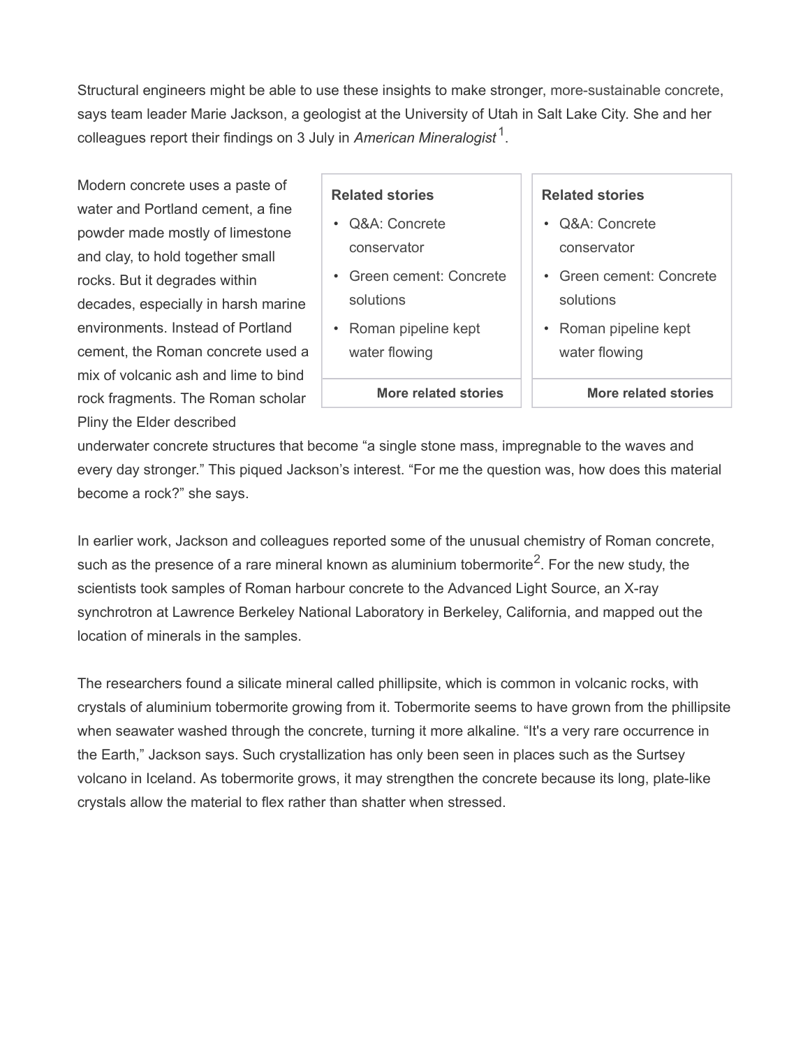Structural engineers might be able to use these insights to make stronger, more-sustainable concrete, says team leader Marie Jackson, a geologist at the University of Utah in Salt Lake City. She and her colleagues report their findings on 3 July in *American Mineralogist*[1].

Modern concrete uses a paste of water and Portland cement, a fine powder made mostly of limestone and clay, to hold together small rocks. But it degrades within decades, especially in harsh marine environments. Instead of Portland cement, the Roman concrete used a mix of volcanic ash and lime to bind rock fragments. The Roman scholar Pliny the Elder described underwater concrete structures that become “a single stone mass, impregnable to the waves and every day stronger.” This piqued Jackson’s interest. “For me the question was, how does this material become a rock?” she says.

**Related stories**

- Q&A: Concrete conservator
- Green cement: Concrete solutions
- Roman pipeline kept water flowing

**More related stories**

**Related stories**

- Q&A: Concrete conservator
- Green cement: Concrete solutions
- Roman pipeline kept water flowing

**More related stories**

In earlier work, Jackson and colleagues reported some of the unusual chemistry of Roman concrete, such as the presence of a rare mineral known as aluminium tobermorite[2]. For the new study, the scientists took samples of Roman harbour concrete to the Advanced Light Source, an X-ray synchrotron at Lawrence Berkeley National Laboratory in Berkeley, California, and mapped out the location of minerals in the samples.

The researchers found a silicate mineral called phillipsite, which is common in volcanic rocks, with crystals of aluminium tobermorite growing from it. Tobermorite seems to have grown from the phillipsite when seawater washed through the concrete, turning it more alkaline. “It's a very rare occurrence in the Earth,” Jackson says. Such crystallization has only been seen in places such as the Surtsey volcano in Iceland. As tobermorite grows, it may strengthen the concrete because its long, plate-like crystals allow the material to flex rather than shatter when stressed.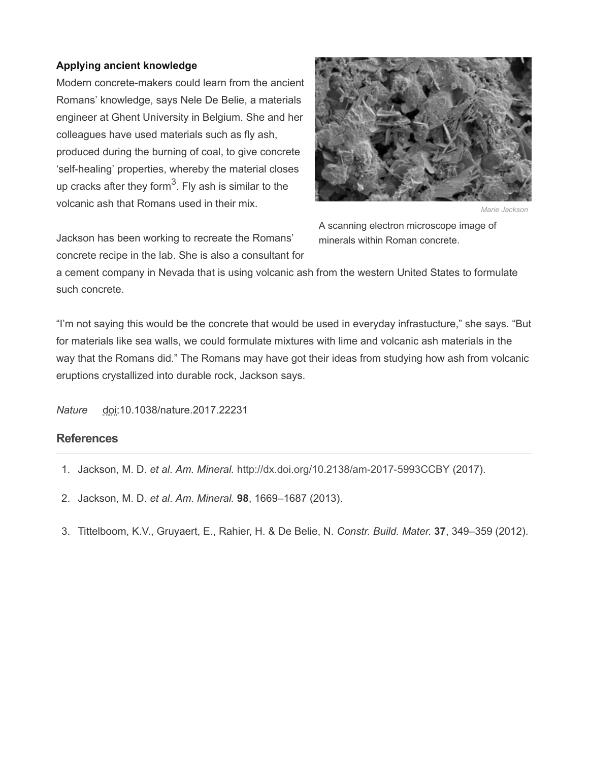**Applying ancient knowledge**

Modern concrete-makers could learn from the ancient Romans' knowledge, says Nele De Belie, a materials engineer at Ghent University in Belgium. She and her colleagues have used materials such as fly ash, produced during the burning of coal, to give concrete 'self-healing' properties, whereby the material closes up cracks after they form[3]. Fly ash is similar to the volcanic ash that Romans used in their mix.

Marie Jackson

A scanning electron microscope image of minerals within Roman concrete.

Jackson has been working to recreate the Romans' concrete recipe in the lab. She is also a consultant for a cement company in Nevada that is using volcanic ash from the western United States to formulate such concrete.

"I'm not saying this would be the concrete that would be used in everyday infrastucture," she says. "But for materials like sea walls, we could formulate mixtures with lime and volcanic ash materials in the way that the Romans did." The Romans may have got their ideas from studying how ash from volcanic eruptions crystallized into durable rock, Jackson says.

*Nature* doi:10.1038/nature.2017.22231

## References

1. Jackson, M. D. *et al*. *Am. Mineral.* http://dx.doi.org/10.2138/am-2017-5993CCBY (2017).
2. Jackson, M. D. *et al*. *Am. Mineral.* **98**, 1669–1687 (2013).
3. Tittelboom, K.V., Gruyaert, E., Rahier, H. & De Belie, N. *Constr. Build. Mater.* **37**, 349–359 (2012).